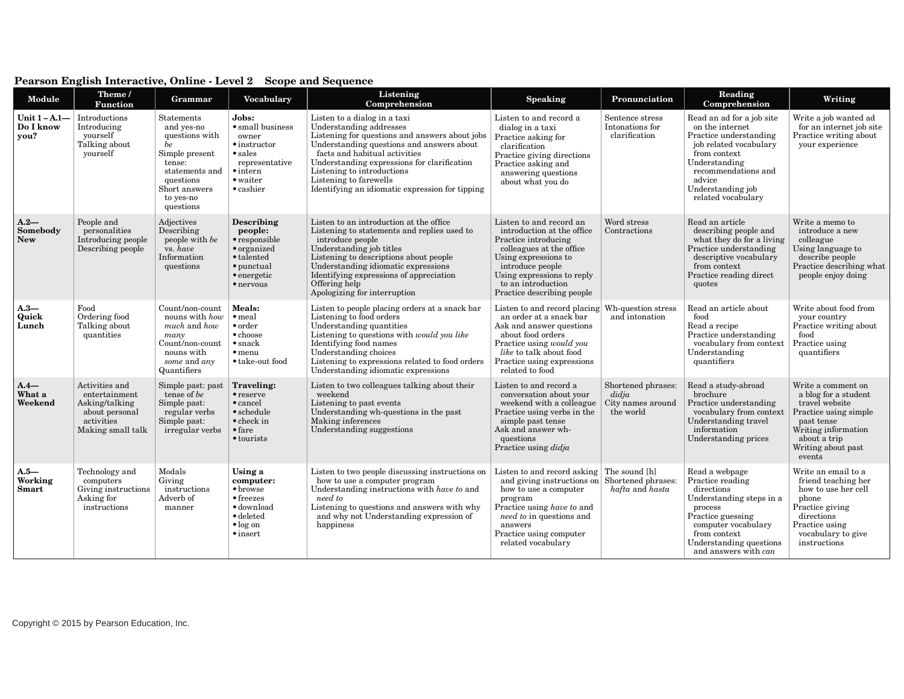**Pearson English Interactive, Online - Level 2 Scope and Sequence**

| Module | Theme / Function | Grammar | Vocabulary | Listening Comprehension | Speaking | Pronunciation | Reading Comprehension | Writing |
|---|---|---|---|---|---|---|---|---|
| **Unit 1 – A.1— Do I know you?** | Introductions<br>Introducing yourself<br>Talking about yourself | Statements and yes-no questions with *be*<br>Simple present tense: statements and questions<br>Short answers to yes-no questions | **Jobs:**<br>• small business owner<br>• instructor<br>• sales representative<br>• intern<br>• waiter<br>• cashier | Listen to a dialog in a taxi<br>Understanding addresses<br>Listening for questions and answers about jobs<br>Understanding questions and answers about facts and habitual activities<br>Understanding expressions for clarification<br>Listening to introductions<br>Listening to farewells<br>Identifying an idiomatic expression for tipping | Listen to and record a dialog in a taxi<br>Practice asking for clarification<br>Practice giving directions<br>Practice asking and answering questions about what you do | Sentence stress<br>Intonations for clarification | Read an ad for a job site on the internet<br>Practice understanding job related vocabulary from context<br>Understanding recommendations and advice<br>Understanding job related vocabulary | Write a job wanted ad for an internet job site<br>Practice writing about your experience |
| **A.2— Somebody New** | People and personalities<br>Introducing people<br>Describing people | Adjectives<br>Describing people with *be* vs. *have*<br>Information questions | **Describing people:**<br>• responsible<br>• organized<br>• talented<br>• punctual<br>• energetic<br>• nervous | Listen to an introduction at the office<br>Listening to statements and replies used to introduce people<br>Understanding job titles<br>Listening to descriptions about people<br>Understanding idiomatic expressions<br>Identifying expressions of appreciation<br>Offering help<br>Apologizing for interruption | Listen to and record an introduction at the office<br>Practice introducing colleagues at the office<br>Using expressions to introduce people<br>Using expressions to reply to an introduction<br>Practice describing people | Word stress<br>Contractions | Read an article describing people and what they do for a living<br>Practice understanding descriptive vocabulary from context<br>Practice reading direct quotes | Write a memo to introduce a new colleague<br>Using language to describe people<br>Practice describing what people enjoy doing |
| **A.3— Quick Lunch** | Food<br>Ordering food<br>Talking about quantities | Count/non-count nouns with *how much* and *how many*<br>Count/non-count nouns with *some* and *any*<br>Quantifiers | **Meals:**<br>• meal<br>• order<br>• choose<br>• snack<br>• menu<br>• take-out food | Listen to people placing orders at a snack bar<br>Listening to food orders<br>Understanding quantities<br>Listening to questions with *would you like*<br>Identifying food names<br>Understanding choices<br>Listening to expressions related to food orders<br>Understanding idiomatic expressions | Listen to and record placing an order at a snack bar<br>Ask and answer questions about food orders<br>Practice using *would you like* to talk about food<br>Practice using expressions related to food | Wh-question stress and intonation | Read an article about food<br>Read a recipe<br>Practice understanding vocabulary from context<br>Understanding quantifiers | Write about food from your country<br>Practice writing about food<br>Practice using quantifiers |
| **A.4— What a Weekend** | Activities and entertainment<br>Asking/talking about personal activities<br>Making small talk | Simple past: past tense of *be*<br>Simple past: regular verbs<br>Simple past: irregular verbs | **Traveling:**<br>• reserve<br>• cancel<br>• schedule<br>• check in<br>• fare<br>• tourists | Listen to two colleagues talking about their weekend<br>Listening to past events<br>Understanding wh-questions in the past<br>Making inferences<br>Understanding suggestions | Listen to and record a conversation about your weekend with a colleague<br>Practice using verbs in the simple past tense<br>Ask and answer wh-questions<br>Practice using *didja* | Shortened phrases: *didja*<br>City names around the world | Read a study-abroad brochure<br>Practice understanding vocabulary from context<br>Understanding travel information<br>Understanding prices | Write a comment on a blog for a student travel website<br>Practice using simple past tense<br>Writing information about a trip<br>Writing about past events |
| **A.5— Working Smart** | Technology and computers<br>Giving instructions<br>Asking for instructions | Modals<br>Giving instructions<br>Adverb of manner | **Using a computer:**<br>• browse<br>• freezes<br>• download<br>• deleted<br>• log on<br>• insert | Listen to two people discussing instructions on how to use a computer program<br>Understanding instructions with *have to* and *need to*<br>Listening to questions and answers with why and why not Understanding expression of happiness | Listen to and record asking and giving instructions on how to use a computer program<br>Practice using *have to* and *need to* in questions and answers<br>Practice using computer related vocabulary | The sound [h]<br>Shortened phrases: *hafta* and *hasta* | Read a webpage<br>Practice reading directions<br>Understanding steps in a process<br>Practice guessing computer vocabulary from context<br>Understanding questions and answers with *can* | Write an email to a friend teaching her how to use her cell phone<br>Practice giving directions<br>Practice using vocabulary to give instructions |

Copyright © 2015 by Pearson Education, Inc.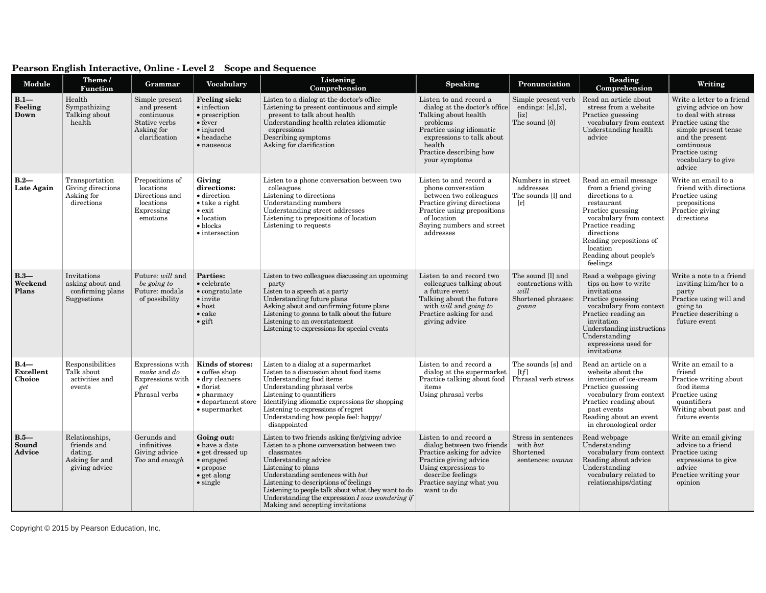**Pearson English Interactive, Online - Level 2 Scope and Sequence**

| Module | Theme / Function | Grammar | Vocabulary | Listening Comprehension | Speaking | Pronunciation | Reading Comprehension | Writing |
|---|---|---|---|---|---|---|---|---|
| **B.1— Feeling Down** | Health<br>Sympathizing<br>Talking about health | Simple present and present continuous<br>Stative verbs<br>Asking for clarification | **Feeling sick:**<br>• infection<br>• prescription<br>• fever<br>• injured<br>• headache<br>• nauseous | Listen to a dialog at the doctor's office<br>Listening to present continuous and simple present to talk about health<br>Understanding health relates idiomatic expressions<br>Describing symptoms<br>Asking for clarification | Listen to and record a dialog at the doctor's office<br>Talking about health problems<br>Practice using idiomatic expressions to talk about health<br>Practice describing how your symptoms | Simple present verb endings: [s],[z], [iz]<br>The sound [ð] | Read an article about stress from a website<br>Practice guessing vocabulary from context<br>Understanding health advice | Write a letter to a friend giving advice on how to deal with stress<br>Practice using the simple present tense and the present continuous<br>Practice using vocabulary to give advice |
| **B.2— Late Again** | Transportation<br>Giving directions<br>Asking for directions | Prepositions of locations<br>Directions and locations<br>Expressing emotions | **Giving directions:**<br>• direction<br>• take a right<br>• exit<br>• location<br>• blocks<br>• intersection | Listen to a phone conversation between two colleagues<br>Listening to directions<br>Understanding numbers<br>Understanding street addresses<br>Listening to prepositions of location<br>Listening to requests | Listen to and record a phone conversation between two colleagues<br>Practice giving directions<br>Practice using prepositions of location<br>Saying numbers and street addresses | Numbers in street addresses<br>The sounds [l] and [r] | Read an email message from a friend giving directions to a restaurant<br>Practice guessing vocabulary from context<br>Practice reading directions<br>Reading prepositions of location<br>Reading about people's feelings | Write an email to a friend with directions<br>Practice using prepositions<br>Practice giving directions |
| **B.3— Weekend Plans** | Invitations asking about and confirming plans<br>Suggestions | Future: *will* and *be going to*<br>Future: modals of possibility | **Parties:**<br>• celebrate<br>• congratulate<br>• invite<br>• host<br>• cake<br>• gift | Listen to two colleagues discussing an upcoming party<br>Listen to a speech at a party<br>Understanding future plans<br>Asking about and confirming future plans<br>Listening to gonna to talk about the future<br>Listening to an overstatement<br>Listening to expressions for special events | Listen to and record two colleagues talking about a future event<br>Talking about the future with *will* and *going to*<br>Practice asking for and giving advice | The sound [l] and contractions with *will*<br>Shortened phrases: *gonna* | Read a webpage giving tips on how to write invitations<br>Practice guessing vocabulary from context<br>Practice reading an invitation<br>Understanding instructions<br>Understanding expressions used for invitations | Write a note to a friend inviting him/her to a party<br>Practice using will and going to<br>Practice describing a future event |
| **B.4— Excellent Choice** | Responsibilities<br>Talk about activities and events | Expressions with *make* and *do*<br>Expressions with *get*<br>Phrasal verbs | **Kinds of stores:**<br>• coffee shop<br>• dry cleaners<br>• florist<br>• pharmacy<br>• department store<br>• supermarket | Listen to a dialog at a supermarket<br>Listen to a discussion about food items<br>Understanding food items<br>Understanding phrasal verbs<br>Listening to quantifiers<br>Identifying idiomatic expressions for shopping<br>Listening to expressions of regret<br>Understanding how people feel: happy/ disappointed | Listen to and record a dialog at the supermarket<br>Practice talking about food items<br>Using phrasal verbs | The sounds [s] and [tʃ]<br>Phrasal verb stress | Read an article on a website about the invention of ice-cream<br>Practice guessing vocabulary from context<br>Practice reading about past events<br>Reading about an event in chronological order | Write an email to a friend<br>Practice writing about food items<br>Practice using quantifiers<br>Writing about past and future events |
| **B.5— Sound Advice** | Relationships, friends and dating.<br>Asking for and giving advice | Gerunds and infinitives<br>Giving advice<br>*Too* and *enough* | **Going out:**<br>• have a date<br>• get dressed up<br>• engaged<br>• propose<br>• get along<br>• single | Listen to two friends asking for/giving advice<br>Listen to a phone conversation between two classmates<br>Understanding advice<br>Listening to plans<br>Understanding sentences with *but*<br>Listening to descriptions of feelings<br>Listening to people talk about what they want to do<br>Understanding the expression *I was wondering if*<br>Making and accepting invitations | Listen to and record a dialog between two friends<br>Practice asking for advice<br>Practice giving advice<br>Using expressions to describe feelings<br>Practice saying what you want to do | Stress in sentences with *but*<br>Shortened sentences: *wanna* | Read webpage<br>Understanding vocabulary from context<br>Reading about advice<br>Understanding vocabulary related to relationships/dating | Write an email giving advice to a friend<br>Practice using expressions to give advice<br>Practice writing your opinion |

Copyright © 2015 by Pearson Education, Inc.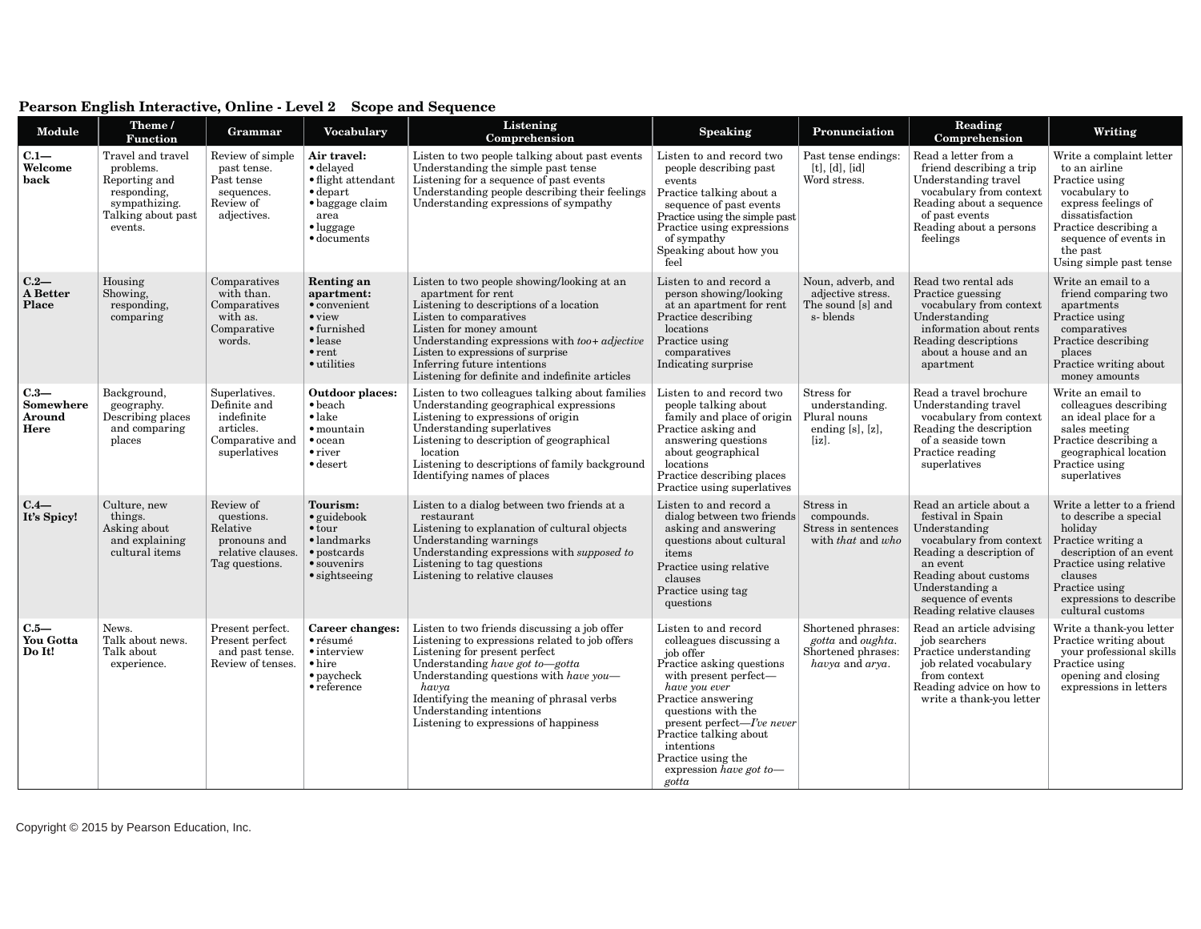## Pearson English Interactive, Online - Level 2 Scope and Sequence

| Module | Theme / Function | Grammar | Vocabulary | Listening Comprehension | Speaking | Pronunciation | Reading Comprehension | Writing |
|---|---|---|---|---|---|---|---|---|
| **C.1— Welcome back** | Travel and travel problems.<br>Reporting and responding, sympathizing.<br>Talking about past events. | Review of simple past tense.<br>Past tense sequences.<br>Review of adjectives. | **Air travel:**<br>• delayed<br>• flight attendant<br>• depart<br>• baggage claim area<br>• luggage<br>• documents | Listen to two people talking about past events<br>Understanding the simple past tense<br>Listening for a sequence of past events<br>Understanding people describing their feelings<br>Understanding expressions of sympathy | Listen to and record two people describing past events<br>Practice talking about a sequence of past events<br>Practice using the simple past<br>Practice using expressions of sympathy<br>Speaking about how you feel | Past tense endings: [t], [d], [id]<br>Word stress. | Read a letter from a friend describing a trip<br>Understanding travel vocabulary from context<br>Reading about a sequence of past events<br>Reading about a persons feelings | Write a complaint letter to an airline<br>Practice using vocabulary to express feelings of dissatisfaction<br>Practice describing a sequence of events in the past<br>Using simple past tense |
| **C.2— A Better Place** | Housing<br>Showing, responding, comparing | Comparatives with than.<br>Comparatives with as.<br>Comparative words. | **Renting an apartment:**<br>• convenient<br>• view<br>• furnished<br>• lease<br>• rent<br>• utilities | Listen to two people showing/looking at an apartment for rent<br>Listening to descriptions of a location<br>Listen to comparatives<br>Listen for money amount<br>Understanding expressions with *too+ adjective*<br>Listen to expressions of surprise<br>Inferring future intentions<br>Listening for definite and indefinite articles | Listen to and record a person showing/looking at an apartment for rent<br>Practice describing locations<br>Practice using comparatives<br>Indicating surprise | Noun, adverb, and adjective stress.<br>The sound [s] and s- blends | Read two rental ads<br>Practice guessing vocabulary from context<br>Understanding information about rents<br>Reading descriptions about a house and an apartment | Write an email to a friend comparing two apartments<br>Practice using comparatives<br>Practice describing places<br>Practice writing about money amounts |
| **C.3— Somewhere Around Here** | Background, geography.<br>Describing places and comparing places | Superlatives.<br>Definite and indefinite articles.<br>Comparative and superlatives | **Outdoor places:**<br>• beach<br>• lake<br>• mountain<br>• ocean<br>• river<br>• desert | Listen to two colleagues talking about families<br>Understanding geographical expressions<br>Listening to expressions of origin<br>Understanding superlatives<br>Listening to description of geographical location<br>Listening to descriptions of family background<br>Identifying names of places | Listen to and record two people talking about family and place of origin<br>Practice asking and answering questions about geographical locations<br>Practice describing places<br>Practice using superlatives | Stress for understanding.<br>Plural nouns ending [s], [z], [iz]. | Read a travel brochure<br>Understanding travel vocabulary from context<br>Reading the description of a seaside town<br>Practice reading superlatives | Write an email to colleagues describing an ideal place for a sales meeting<br>Practice describing a geographical location<br>Practice using superlatives |
| **C.4— It's Spicy!** | Culture, new things.<br>Asking about and explaining cultural items | Review of questions.<br>Relative pronouns and relative clauses.<br>Tag questions. | **Tourism:**<br>• guidebook<br>• tour<br>• landmarks<br>• postcards<br>• souvenirs<br>• sightseeing | Listen to a dialog between two friends at a restaurant<br>Listening to explanation of cultural objects<br>Understanding warnings<br>Understanding expressions with *supposed to*<br>Listening to tag questions<br>Listening to relative clauses | Listen to and record a dialog between two friends asking and answering questions about cultural items<br>Practice using relative clauses<br>Practice using tag questions | Stress in compounds.<br>Stress in sentences with *that* and *who* | Read an article about a festival in Spain<br>Understanding vocabulary from context<br>Reading a description of an event<br>Reading about customs<br>Understanding a sequence of events<br>Reading relative clauses | Write a letter to a friend to describe a special holiday<br>Practice writing a description of an event<br>Practice using relative clauses<br>Practice using expressions to describe cultural customs |
| **C.5— You Gotta Do It!** | News.<br>Talk about news.<br>Talk about experience. | Present perfect.<br>Present perfect and past tense.<br>Review of tenses. | **Career changes:**<br>• résumé<br>• interview<br>• hire<br>• paycheck<br>• reference | Listen to two friends discussing a job offer<br>Listening to expressions related to job offers<br>Listening for present perfect<br>Understanding *have got to—gotta*<br>Understanding questions with *have you—havya*<br>Identifying the meaning of phrasal verbs<br>Understanding intentions<br>Listening to expressions of happiness | Listen to and record colleagues discussing a job offer<br>Practice asking questions with present perfect—*have you ever*<br>Practice answering questions with the present perfect—*I've never*<br>Practice talking about intentions<br>Practice using the expression *have got to—gotta* | Shortened phrases: *gotta* and *oughta*.<br>Shortened phrases: *havya* and *arya*. | Read an article advising job searchers<br>Practice understanding job related vocabulary from context<br>Reading advice on how to write a thank-you letter | Write a thank-you letter<br>Practice writing about your professional skills<br>Practice using opening and closing expressions in letters |

Copyright © 2015 by Pearson Education, Inc.